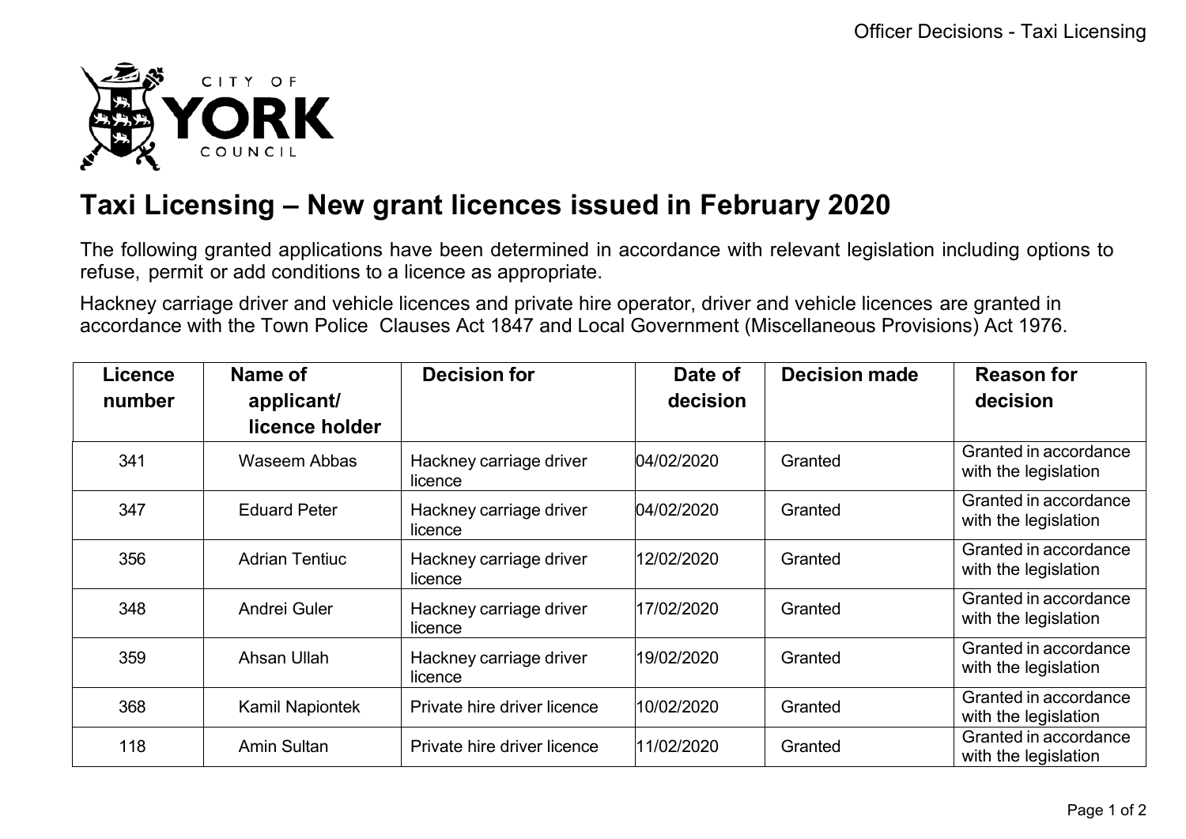# Taxi Licensing – New grant licences issued in February 2020

The following granted applications have been determined in accordance with relevant legislation including options to refuse, permit or add conditions to a licence as appropriate.

Hackney carriage driver and vehicle licences and private hire operator, driver and vehicle licences are granted in accordance with the Town Police Clauses Act 1847 and Local Government (Miscellaneous Provisions) Act 1976.

| Licence number | Name of applicant/ licence holder | Decision for | Date of decision | Decision made | Reason for decision |
|---|---|---|---|---|---|
| 341 | Waseem Abbas | Hackney carriage driver licence | 04/02/2020 | Granted | Granted in accordance with the legislation |
| 347 | Eduard Peter | Hackney carriage driver licence | 04/02/2020 | Granted | Granted in accordance with the legislation |
| 356 | Adrian Tentiuc | Hackney carriage driver licence | 12/02/2020 | Granted | Granted in accordance with the legislation |
| 348 | Andrei Guler | Hackney carriage driver licence | 17/02/2020 | Granted | Granted in accordance with the legislation |
| 359 | Ahsan Ullah | Hackney carriage driver licence | 19/02/2020 | Granted | Granted in accordance with the legislation |
| 368 | Kamil Napiontek | Private hire driver licence | 10/02/2020 | Granted | Granted in accordance with the legislation |
| 118 | Amin Sultan | Private hire driver licence | 11/02/2020 | Granted | Granted in accordance with the legislation |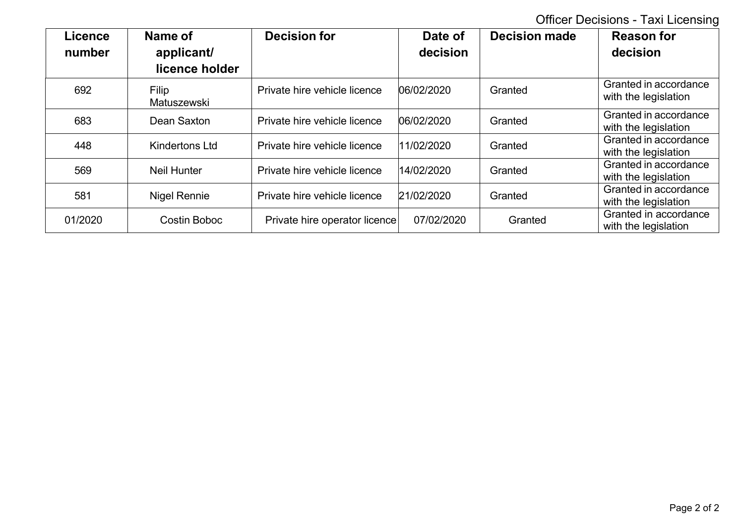Officer Decisions - Taxi Licensing

| Licence number | Name of applicant/ licence holder | Decision for | Date of decision | Decision made | Reason for decision |
|---|---|---|---|---|---|
| 692 | Filip Matuszewski | Private hire vehicle licence | 06/02/2020 | Granted | Granted in accordance with the legislation |
| 683 | Dean Saxton | Private hire vehicle licence | 06/02/2020 | Granted | Granted in accordance with the legislation |
| 448 | Kindertons Ltd | Private hire vehicle licence | 11/02/2020 | Granted | Granted in accordance with the legislation |
| 569 | Neil Hunter | Private hire vehicle licence | 14/02/2020 | Granted | Granted in accordance with the legislation |
| 581 | Nigel Rennie | Private hire vehicle licence | 21/02/2020 | Granted | Granted in accordance with the legislation |
| 01/2020 | Costin Boboc | Private hire operator licence | 07/02/2020 | Granted | Granted in accordance with the legislation |